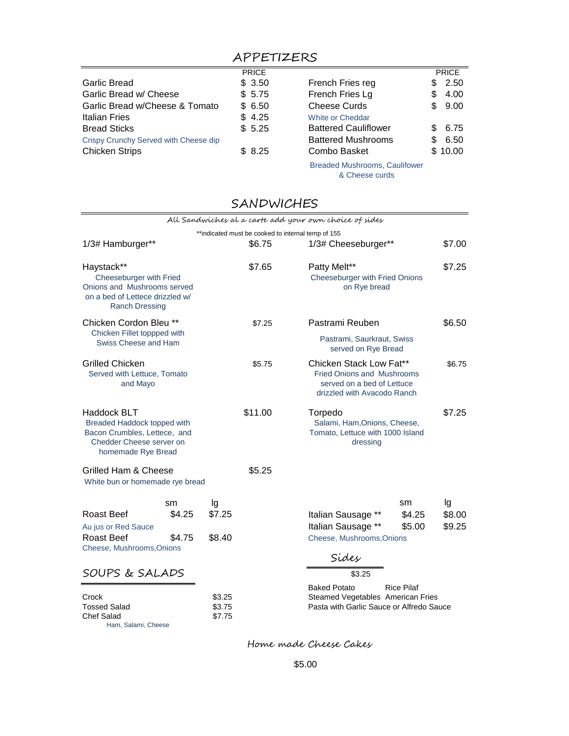# APPETIZERS

| | PRICE |
|---|---|
| Garlic Bread | $ 3.50 |
| Garlic Bread w/ Cheese | $ 5.75 |
| Garlic Bread w/Cheese & Tomato | $ 6.50 |
| Italian Fries | $ 4.25 |
| Bread Sticks<br>Crispy Crunchy Served with Cheese dip | $ 5.25 |
| Chicken Strips | $ 8.25 |

| | PRICE |
|---|---|
| French Fries reg | $ 2.50 |
| French Fries Lg | $ 4.00 |
| Cheese Curds<br>White or Cheddar | $ 9.00 |
| Battered Cauliflower | $ 6.75 |
| Battered Mushrooms | $ 6.50 |
| Combo Basket<br>Breaded Mushrooms, Caulifower & Cheese curds | $ 10.00 |

# SANDWICHES

*All Sandwiches al a carte add your own choice of sides*

**indicated must be cooked to internal temp of 155

1/3# Hamburger** — $6.75

1/3# Cheeseburger** — $7.00

Haystack** — $7.65
Cheeseburger with Fried Onions and Mushrooms served on a bed of Lettece drizzled w/ Ranch Dressing

Patty Melt** — $7.25
Cheeseburger with Fried Onions on Rye bread

Chicken Cordon Bleu ** — $7.25
Chicken Fillet toppped with Swiss Cheese and Ham

Pastrami Reuben — $6.50
Pastrami, Saurkraut, Swiss served on Rye Bread

Grilled Chicken — $5.75
Served with Lettuce, Tomato and Mayo

Chicken Stack Low Fat** — $6.75
Fried Onions and Mushrooms served on a bed of Lettuce drizzled with Avacodo Ranch

Haddock BLT — $11.00
Breaded Haddock topped with Bacon Crumbles, Lettece, and Chedder Cheese server on homemade Rye Bread

Torpedo — $7.25
Salami, Ham,Onions, Cheese, Tomato, Lettuce with 1000 Island dressing

Grilled Ham & Cheese — $5.25
White bun or homemade rye bread

| | sm | lg |
|---|---|---|
| Roast Beef<br>Au jus or Red Sauce | $4.25 | $7.25 |
| Roast Beef<br>Cheese, Mushrooms,Onions | $4.75 | $8.40 |

| | sm | lg |
|---|---|---|
| Italian Sausage ** | $4.25 | $8.00 |
| Italian Sausage **<br>Cheese, Mushrooms,Onions | $5.00 | $9.25 |

## SOUPS & SALADS

| | |
|---|---|
| Crock | $3.25 |
| Tossed Salad | $3.75 |
| Chef Salad<br>Ham, Salami, Cheese | $7.75 |

## Sides

$3.25

Baked Potato, Rice Pilaf, Steamed Vegetables, American Fries, Pasta with Garlic Sauce or Alfredo Sauce

## Home made Cheese Cakes

$5.00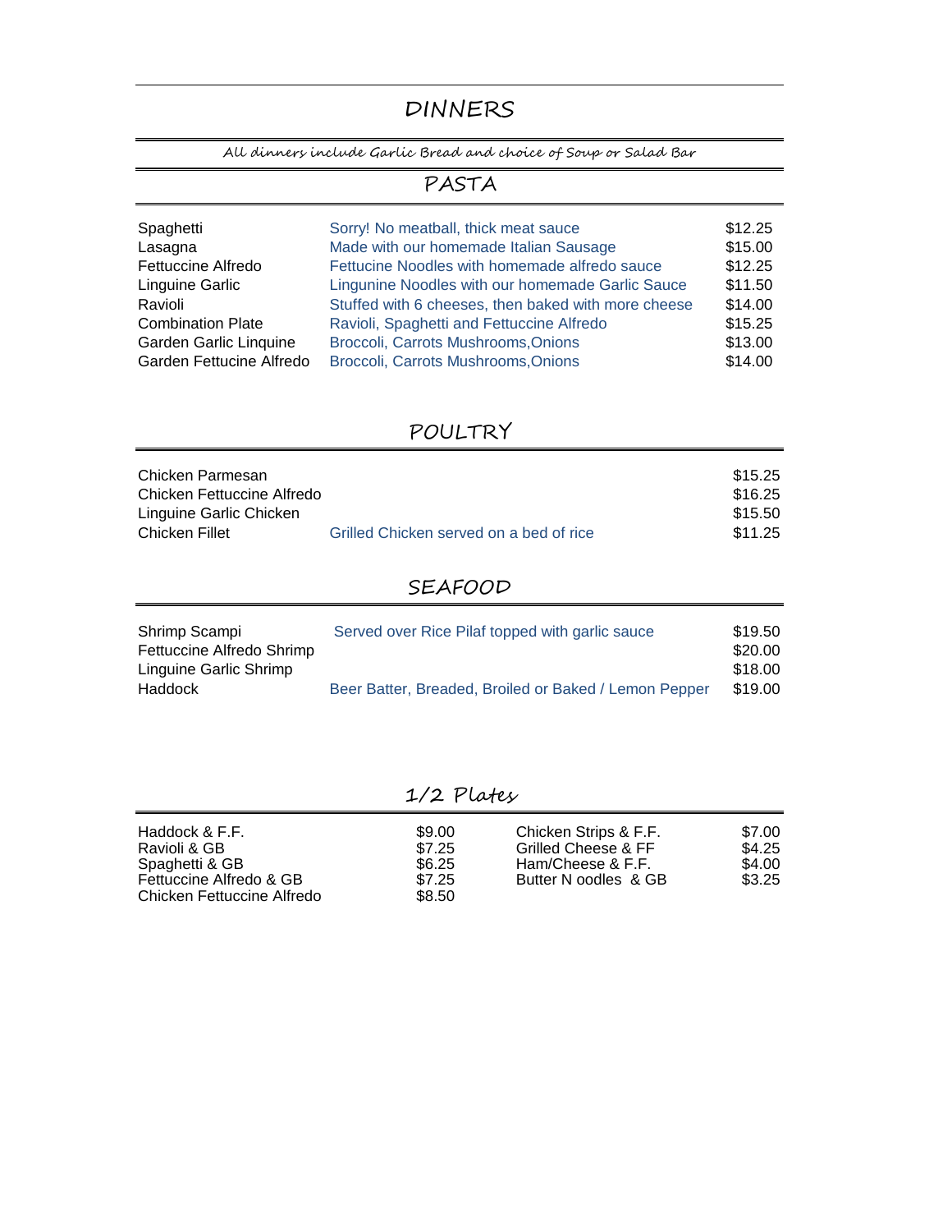# DINNERS

*All dinners include Garlic Bread and choice of Soup or Salad Bar*

## PASTA

| | | |
|---|---|---|
| Spaghetti | Sorry! No meatball, thick meat sauce | $12.25 |
| Lasagna | Made with our homemade Italian Sausage | $15.00 |
| Fettuccine Alfredo | Fettucine Noodles with homemade alfredo sauce | $12.25 |
| Linguine Garlic | Lingunine Noodles with our homemade Garlic Sauce | $11.50 |
| Ravioli | Stuffed with 6 cheeses, then baked with more cheese | $14.00 |
| Combination Plate | Ravioli, Spaghetti and Fettuccine Alfredo | $15.25 |
| Garden Garlic Linquine | Broccoli, Carrots Mushrooms,Onions | $13.00 |
| Garden Fettucine Alfredo | Broccoli, Carrots Mushrooms,Onions | $14.00 |

## POULTRY

| | | |
|---|---|---|
| Chicken Parmesan | | $15.25 |
| Chicken Fettuccine Alfredo | | $16.25 |
| Linguine Garlic Chicken | | $15.50 |
| Chicken Fillet | Grilled Chicken served on a bed of rice | $11.25 |

## SEAFOOD

| | | |
|---|---|---|
| Shrimp Scampi | Served over Rice Pilaf topped with garlic sauce | $19.50 |
| Fettuccine Alfredo Shrimp | | $20.00 |
| Linguine Garlic Shrimp | | $18.00 |
| Haddock | Beer Batter, Breaded, Broiled or Baked / Lemon Pepper | $19.00 |

## 1/2 Plates

| | | | |
|---|---|---|---|
| Haddock & F.F. | $9.00 | Chicken Strips & F.F. | $7.00 |
| Ravioli & GB | $7.25 | Grilled Cheese & FF | $4.25 |
| Spaghetti & GB | $6.25 | Ham/Cheese & F.F. | $4.00 |
| Fettuccine Alfredo & GB | $7.25 | Butter N oodles & GB | $3.25 |
| Chicken Fettuccine Alfredo | $8.50 | | |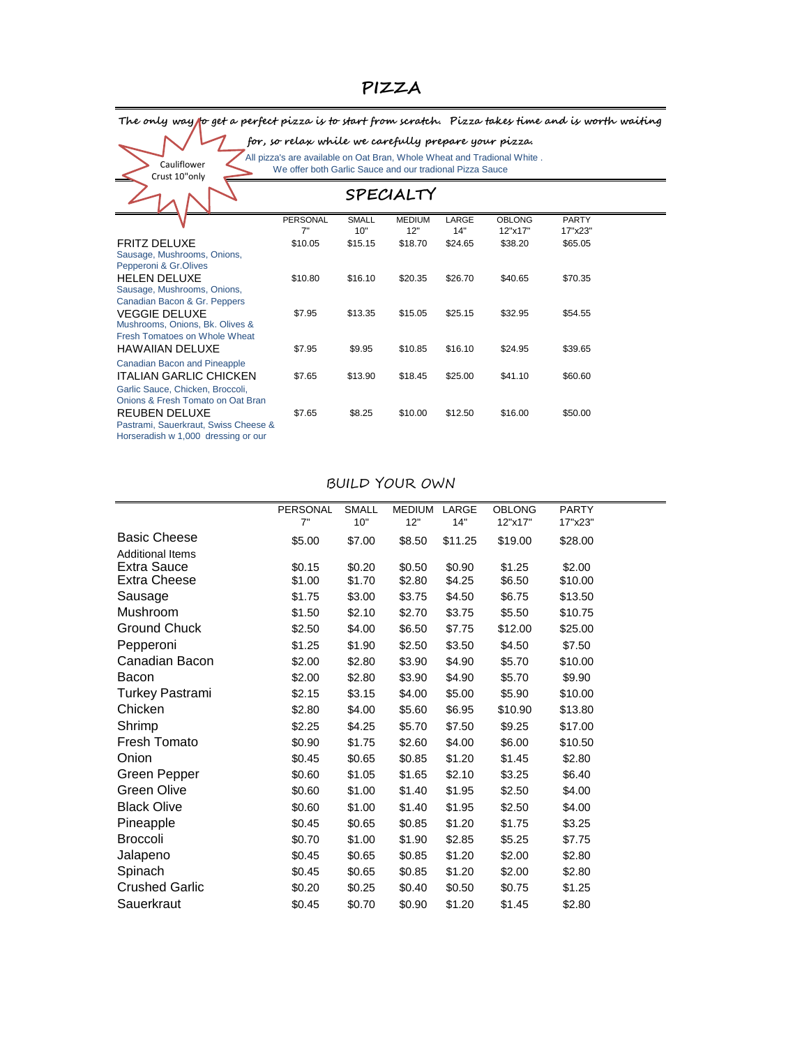# PIZZA

*The only way to get a perfect pizza is to start from scratch. Pizza takes time and is worth waiting for, so relax while we carefully prepare your pizza.*

Cauliflower Crust 10"only

All pizza's are available on Oat Bran, Whole Wheat and Tradional White .
We offer both Garlic Sauce and our tradional Pizza Sauce

## SPECIALTY

| | PERSONAL 7" | SMALL 10" | MEDIUM 12" | LARGE 14" | OBLONG 12"x17" | PARTY 17"x23" |
|---|---|---|---|---|---|---|
| FRITZ DELUXE<br>Sausage, Mushrooms, Onions, Pepperoni & Gr.Olives | $10.05 | $15.15 | $18.70 | $24.65 | $38.20 | $65.05 |
| HELEN DELUXE<br>Sausage, Mushrooms, Onions, Canadian Bacon & Gr. Peppers | $10.80 | $16.10 | $20.35 | $26.70 | $40.65 | $70.35 |
| VEGGIE DELUXE<br>Mushrooms, Onions, Bk. Olives & Fresh Tomatoes on Whole Wheat | $7.95 | $13.35 | $15.05 | $25.15 | $32.95 | $54.55 |
| HAWAIIAN DELUXE<br>Canadian Bacon and Pineapple | $7.95 | $9.95 | $10.85 | $16.10 | $24.95 | $39.65 |
| ITALIAN GARLIC CHICKEN<br>Garlic Sauce, Chicken, Broccoli, Onions & Fresh Tomato on Oat Bran | $7.65 | $13.90 | $18.45 | $25.00 | $41.10 | $60.60 |
| REUBEN DELUXE<br>Pastrami, Sauerkraut, Swiss Cheese & Horseradish w 1,000 dressing or our | $7.65 | $8.25 | $10.00 | $12.50 | $16.00 | $50.00 |

## BUILD YOUR OWN

| | PERSONAL 7" | SMALL 10" | MEDIUM 12" | LARGE 14" | OBLONG 12"x17" | PARTY 17"x23" |
|---|---|---|---|---|---|---|
| Basic Cheese | $5.00 | $7.00 | $8.50 | $11.25 | $19.00 | $28.00 |
| Additional Items | | | | | | |
| Extra Sauce | $0.15 | $0.20 | $0.50 | $0.90 | $1.25 | $2.00 |
| Extra Cheese | $1.00 | $1.70 | $2.80 | $4.25 | $6.50 | $10.00 |
| Sausage | $1.75 | $3.00 | $3.75 | $4.50 | $6.75 | $13.50 |
| Mushroom | $1.50 | $2.10 | $2.70 | $3.75 | $5.50 | $10.75 |
| Ground Chuck | $2.50 | $4.00 | $6.50 | $7.75 | $12.00 | $25.00 |
| Pepperoni | $1.25 | $1.90 | $2.50 | $3.50 | $4.50 | $7.50 |
| Canadian Bacon | $2.00 | $2.80 | $3.90 | $4.90 | $5.70 | $10.00 |
| Bacon | $2.00 | $2.80 | $3.90 | $4.90 | $5.70 | $9.90 |
| Turkey Pastrami | $2.15 | $3.15 | $4.00 | $5.00 | $5.90 | $10.00 |
| Chicken | $2.80 | $4.00 | $5.60 | $6.95 | $10.90 | $13.80 |
| Shrimp | $2.25 | $4.25 | $5.70 | $7.50 | $9.25 | $17.00 |
| Fresh Tomato | $0.90 | $1.75 | $2.60 | $4.00 | $6.00 | $10.50 |
| Onion | $0.45 | $0.65 | $0.85 | $1.20 | $1.45 | $2.80 |
| Green Pepper | $0.60 | $1.05 | $1.65 | $2.10 | $3.25 | $6.40 |
| Green Olive | $0.60 | $1.00 | $1.40 | $1.95 | $2.50 | $4.00 |
| Black Olive | $0.60 | $1.00 | $1.40 | $1.95 | $2.50 | $4.00 |
| Pineapple | $0.45 | $0.65 | $0.85 | $1.20 | $1.75 | $3.25 |
| Broccoli | $0.70 | $1.00 | $1.90 | $2.85 | $5.25 | $7.75 |
| Jalapeno | $0.45 | $0.65 | $0.85 | $1.20 | $2.00 | $2.80 |
| Spinach | $0.45 | $0.65 | $0.85 | $1.20 | $2.00 | $2.80 |
| Crushed Garlic | $0.20 | $0.25 | $0.40 | $0.50 | $0.75 | $1.25 |
| Sauerkraut | $0.45 | $0.70 | $0.90 | $1.20 | $1.45 | $2.80 |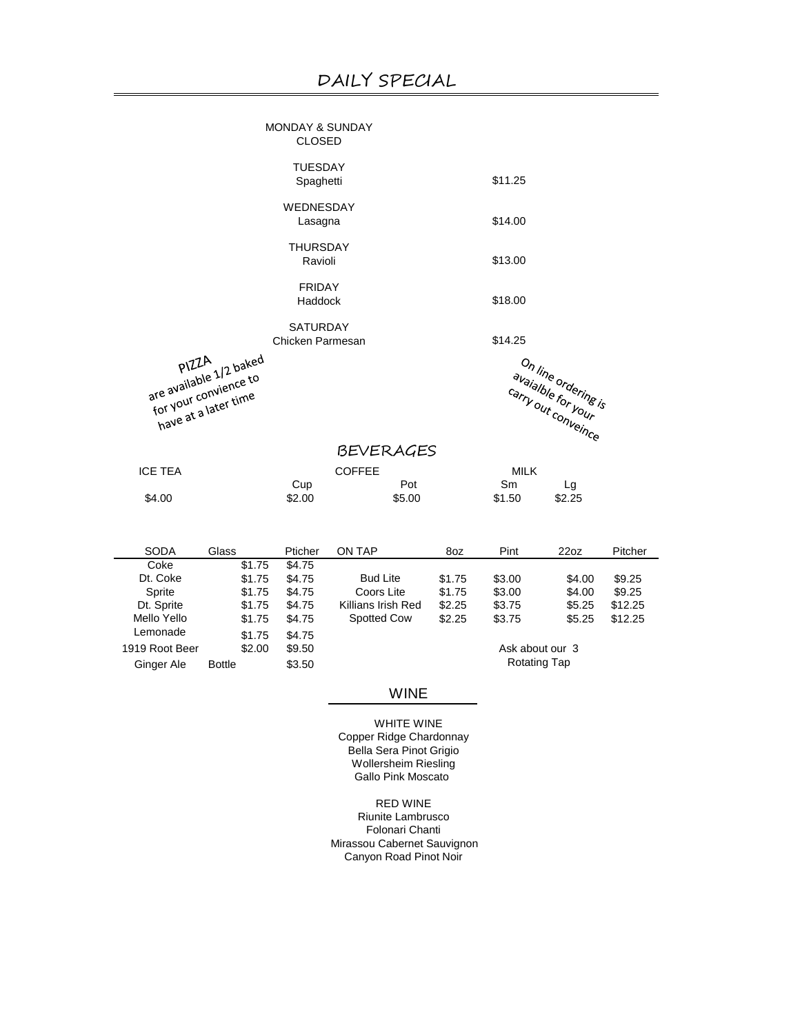# DAILY SPECIAL

MONDAY & SUNDAY
CLOSED

| | |
|---|---|
| TUESDAY<br>Spaghetti | $11.25 |
| WEDNESDAY<br>Lasagna | $14.00 |
| THURSDAY<br>Ravioli | $13.00 |
| FRIDAY<br>Haddock | $18.00 |
| SATURDAY<br>Chicken Parmesan | $14.25 |

PIZZA are available 1/2 baked for your convience to have at a later time

On line ordering is avaialble for your carry out conveince

## BEVERAGES

| ICE TEA | COFFEE | | MILK | |
|---|---|---|---|---|
| | Cup | Pot | Sm | Lg |
| $4.00 | $2.00 | $5.00 | $1.50 | $2.25 |

| SODA | Glass | Pticher | ON TAP | 8oz | Pint | 22oz | Pitcher |
|---|---|---|---|---|---|---|---|
| Coke | $1.75 | $4.75 | | | | | |
| Dt. Coke | $1.75 | $4.75 | Bud Lite | $1.75 | $3.00 | $4.00 | $9.25 |
| Sprite | $1.75 | $4.75 | Coors Lite | $1.75 | $3.00 | $4.00 | $9.25 |
| Dt. Sprite | $1.75 | $4.75 | Killians Irish Red | $2.25 | $3.75 | $5.25 | $12.25 |
| Mello Yello | $1.75 | $4.75 | Spotted Cow | $2.25 | $3.75 | $5.25 | $12.25 |
| Lemonade | $1.75 | $4.75 | | | | | |
| 1919 Root Beer | $2.00 | $9.50 | | | Ask about our 3 | | |
| Ginger Ale | Bottle | $3.50 | | | Rotating Tap | | |

## WINE

WHITE WINE
Copper Ridge Chardonnay
Bella Sera Pinot Grigio
Wollersheim Riesling
Gallo Pink Moscato

RED WINE
Riunite Lambrusco
Folonari Chanti
Mirassou Cabernet Sauvignon
Canyon Road Pinot Noir